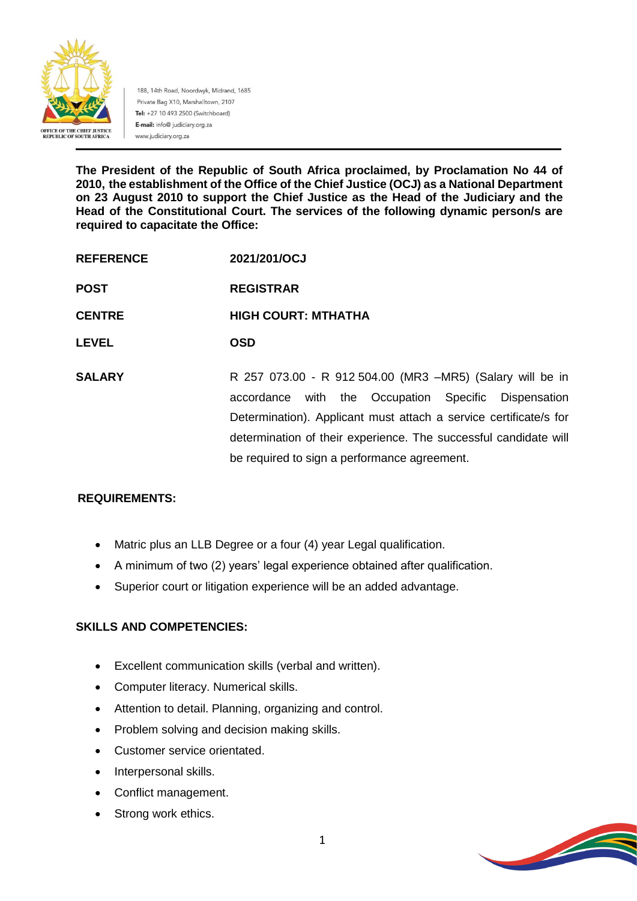188, 14th Road, Noordwyk, Midrand, 1685
Private Bag X10, Marshalltown, 2107
**Tel:** +27 10 493 2500 (Switchboard)
**E-mail:** info@ judiciary.org.za
www.judiciary.org.za

OFFICE OF THE CHIEF JUSTICE
REPUBLIC OF SOUTH AFRICA

**The President of the Republic of South Africa proclaimed, by Proclamation No 44 of 2010, the establishment of the Office of the Chief Justice (OCJ) as a National Department on 23 August 2010 to support the Chief Justice as the Head of the Judiciary and the Head of the Constitutional Court. The services of the following dynamic person/s are required to capacitate the Office:**

| | |
|---|---|
| **REFERENCE** | **2021/201/OCJ** |
| **POST** | **REGISTRAR** |
| **CENTRE** | **HIGH COURT: MTHATHA** |
| **LEVEL** | **OSD** |
| **SALARY** | R 257 073.00 - R 912 504.00 (MR3 –MR5) (Salary will be in accordance with the Occupation Specific Dispensation Determination). Applicant must attach a service certificate/s for determination of their experience. The successful candidate will be required to sign a performance agreement. |

**REQUIREMENTS:**

- Matric plus an LLB Degree or a four (4) year Legal qualification.
- A minimum of two (2) years' legal experience obtained after qualification.
- Superior court or litigation experience will be an added advantage.

**SKILLS AND COMPETENCIES:**

- Excellent communication skills (verbal and written).
- Computer literacy. Numerical skills.
- Attention to detail. Planning, organizing and control.
- Problem solving and decision making skills.
- Customer service orientated.
- Interpersonal skills.
- Conflict management.
- Strong work ethics.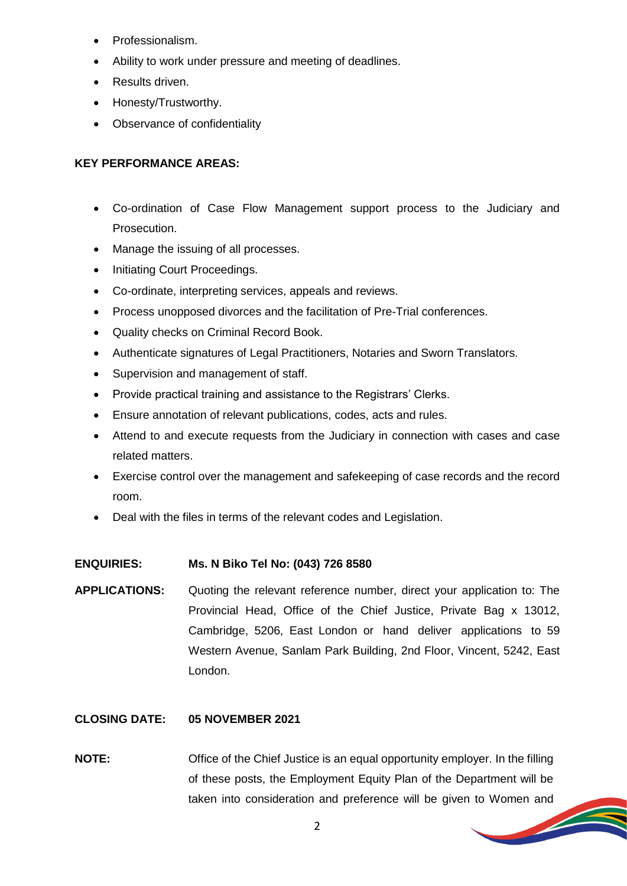- Professionalism.
- Ability to work under pressure and meeting of deadlines.
- Results driven.
- Honesty/Trustworthy.
- Observance of confidentiality

**KEY PERFORMANCE AREAS:**

- Co-ordination of Case Flow Management support process to the Judiciary and Prosecution.
- Manage the issuing of all processes.
- Initiating Court Proceedings.
- Co-ordinate, interpreting services, appeals and reviews.
- Process unopposed divorces and the facilitation of Pre-Trial conferences.
- Quality checks on Criminal Record Book.
- Authenticate signatures of Legal Practitioners, Notaries and Sworn Translators.
- Supervision and management of staff.
- Provide practical training and assistance to the Registrars' Clerks.
- Ensure annotation of relevant publications, codes, acts and rules.
- Attend to and execute requests from the Judiciary in connection with cases and case related matters.
- Exercise control over the management and safekeeping of case records and the record room.
- Deal with the files in terms of the relevant codes and Legislation.

**ENQUIRIES:** **Ms. N Biko Tel No: (043) 726 8580**

**APPLICATIONS:** Quoting the relevant reference number, direct your application to: The Provincial Head, Office of the Chief Justice, Private Bag x 13012, Cambridge, 5206, East London or hand deliver applications to 59 Western Avenue, Sanlam Park Building, 2nd Floor, Vincent, 5242, East London.

**CLOSING DATE:** **05 NOVEMBER 2021**

**NOTE:** Office of the Chief Justice is an equal opportunity employer. In the filling of these posts, the Employment Equity Plan of the Department will be taken into consideration and preference will be given to Women and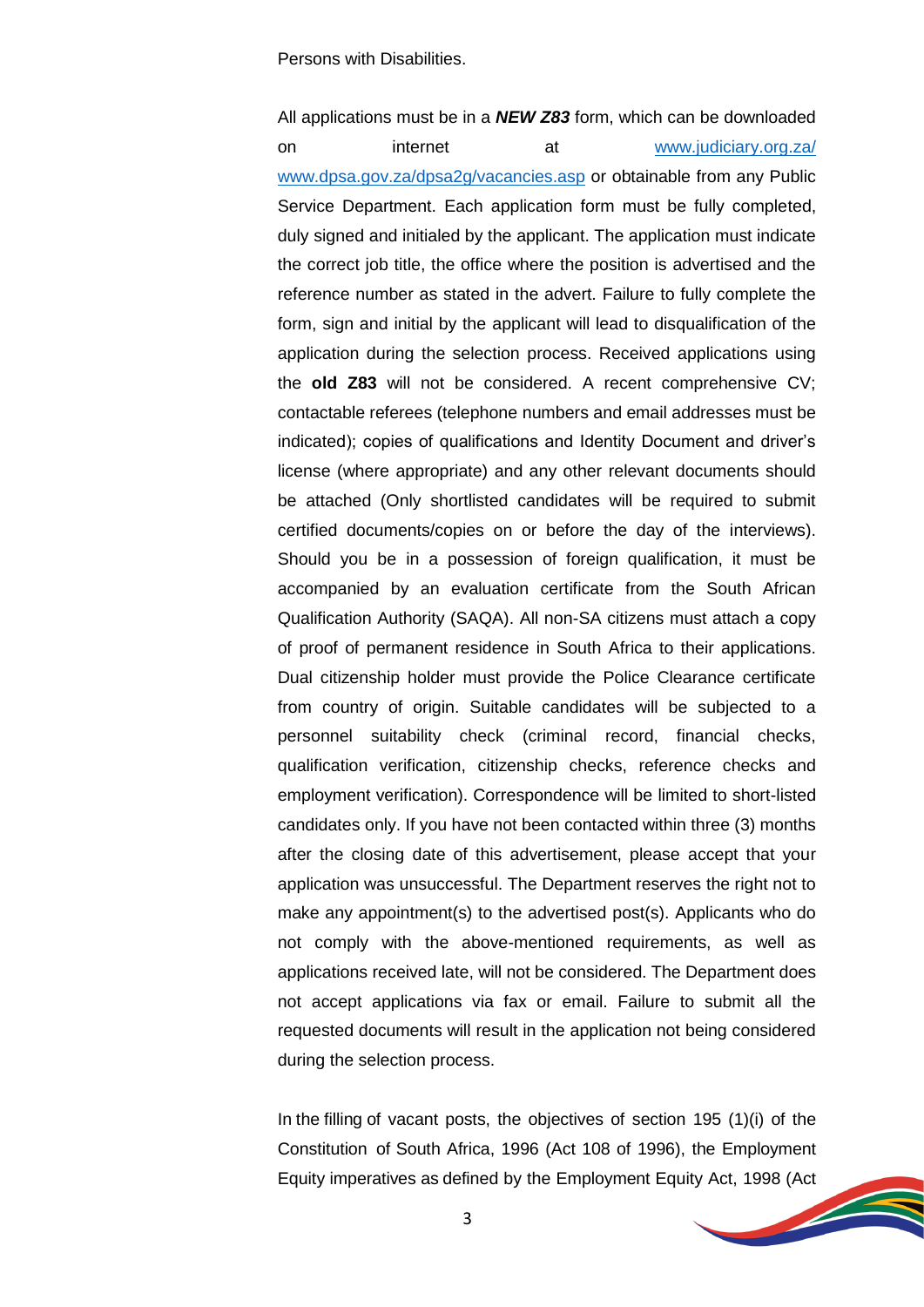Persons with Disabilities.

All applications must be in a ***NEW Z83*** form, which can be downloaded on internet at www.judiciary.org.za/ www.dpsa.gov.za/dpsa2g/vacancies.asp or obtainable from any Public Service Department. Each application form must be fully completed, duly signed and initialed by the applicant. The application must indicate the correct job title, the office where the position is advertised and the reference number as stated in the advert. Failure to fully complete the form, sign and initial by the applicant will lead to disqualification of the application during the selection process. Received applications using the **old Z83** will not be considered. A recent comprehensive CV; contactable referees (telephone numbers and email addresses must be indicated); copies of qualifications and Identity Document and driver's license (where appropriate) and any other relevant documents should be attached (Only shortlisted candidates will be required to submit certified documents/copies on or before the day of the interviews). Should you be in a possession of foreign qualification, it must be accompanied by an evaluation certificate from the South African Qualification Authority (SAQA). All non-SA citizens must attach a copy of proof of permanent residence in South Africa to their applications. Dual citizenship holder must provide the Police Clearance certificate from country of origin. Suitable candidates will be subjected to a personnel suitability check (criminal record, financial checks, qualification verification, citizenship checks, reference checks and employment verification). Correspondence will be limited to short-listed candidates only. If you have not been contacted within three (3) months after the closing date of this advertisement, please accept that your application was unsuccessful. The Department reserves the right not to make any appointment(s) to the advertised post(s). Applicants who do not comply with the above-mentioned requirements, as well as applications received late, will not be considered. The Department does not accept applications via fax or email. Failure to submit all the requested documents will result in the application not being considered during the selection process.

In the filling of vacant posts, the objectives of section 195 (1)(i) of the Constitution of South Africa, 1996 (Act 108 of 1996), the Employment Equity imperatives as defined by the Employment Equity Act, 1998 (Act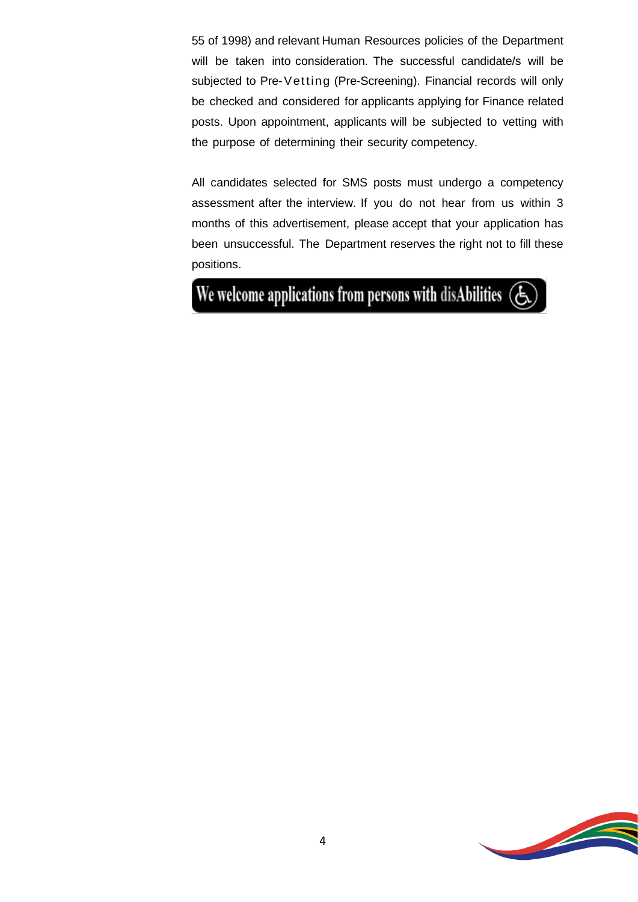55 of 1998) and relevant Human Resources policies of the Department will be taken into consideration. The successful candidate/s will be subjected to Pre-Vetting (Pre-Screening). Financial records will only be checked and considered for applicants applying for Finance related posts. Upon appointment, applicants will be subjected to vetting with the purpose of determining their security competency.

All candidates selected for SMS posts must undergo a competency assessment after the interview. If you do not hear from us within 3 months of this advertisement, please accept that your application has been unsuccessful. The Department reserves the right not to fill these positions.

**We welcome applications from persons with disAbilities**